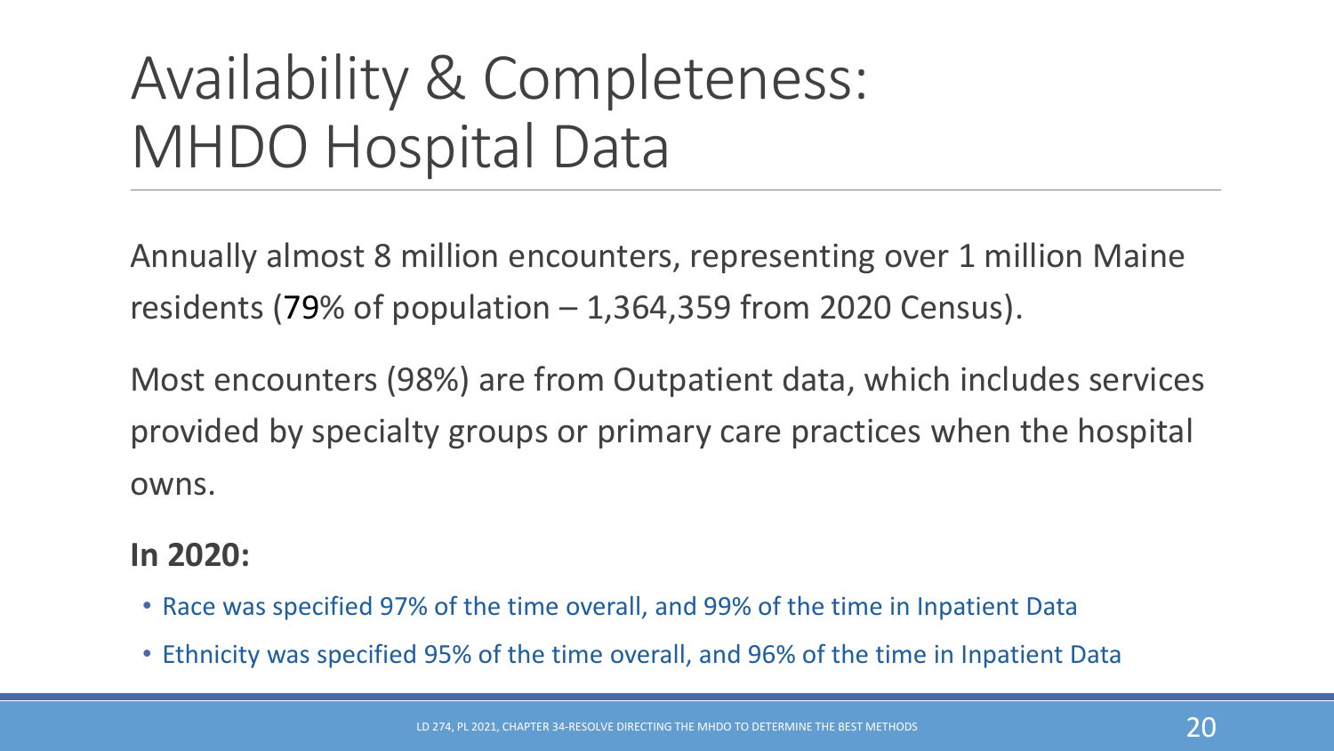# Availability & Completeness: MHDO Hospital Data

Annually almost 8 million encounters, representing over 1 million Maine residents (79% of population – 1,364,359 from 2020 Census).

Most encounters (98%) are from Outpatient data, which includes services provided by specialty groups or primary care practices when the hospital owns.

**In 2020:**

- Race was specified 97% of the time overall, and 99% of the time in Inpatient Data
- Ethnicity was specified 95% of the time overall, and 96% of the time in Inpatient Data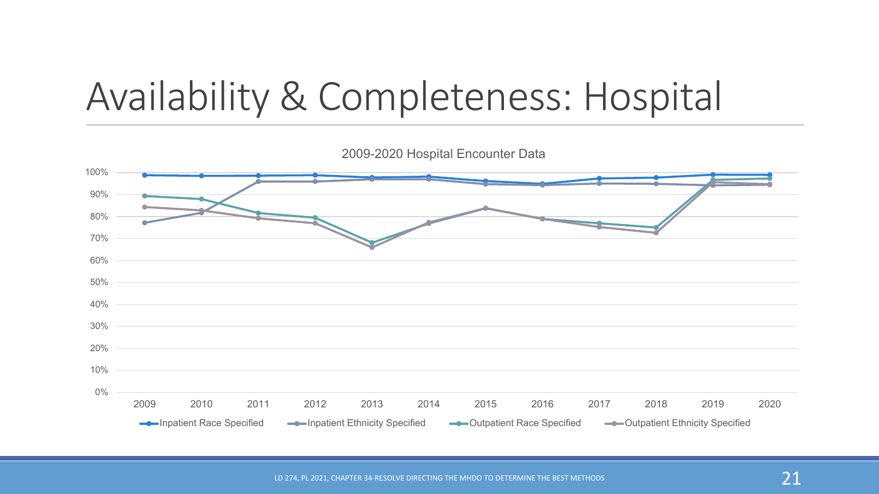# Availability & Completeness: Hospital

2009-2020 Hospital Encounter Data

| Year | Inpatient Race Specified | Inpatient Ethnicity Specified | Outpatient Race Specified | Outpatient Ethnicity Specified |
|---|---|---|---|---|
| 2009 | 99% | 77% | 89% | 84% |
| 2010 | 99% | 82% | 88% | 83% |
| 2011 | 99% | 96% | 82% | 79% |
| 2012 | 99% | 96% | 80% | 77% |
| 2013 | 98% | 97% | 68% | 66% |
| 2014 | 98% | 97% | 77% | 77% |
| 2015 | 96% | 95% | 84% | 84% |
| 2016 | 95% | 94% | 79% | 79% |
| 2017 | 97% | 95% | 77% | 75% |
| 2018 | 98% | 95% | 75% | 73% |
| 2019 | 99% | 94% | 96% | 96% |
| 2020 | 99% | 95% | 97% | 95% |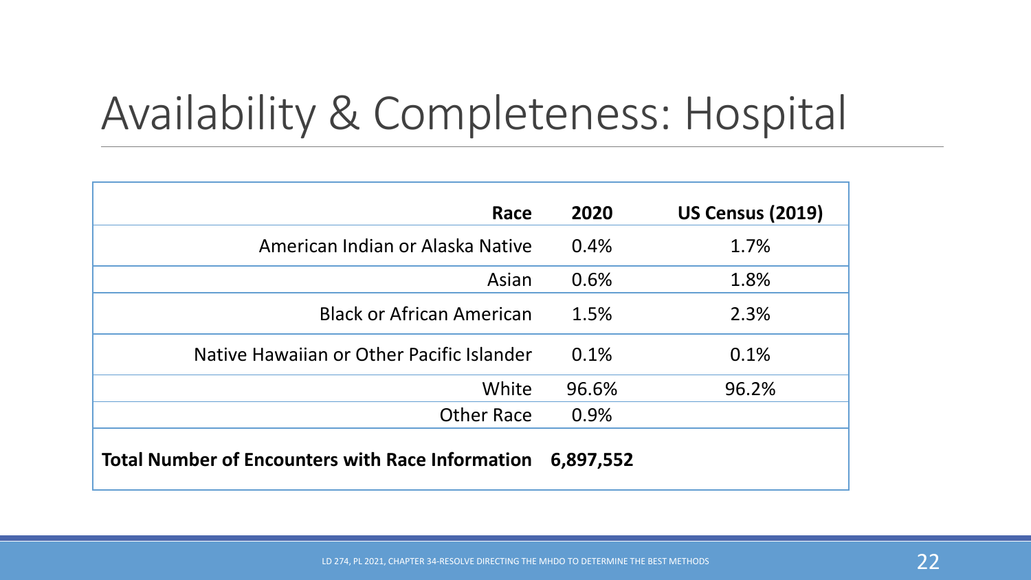# Availability & Completeness: Hospital

| Race | 2020 | US Census (2019) |
|---|---|---|
| American Indian or Alaska Native | 0.4% | 1.7% |
| Asian | 0.6% | 1.8% |
| Black or African American | 1.5% | 2.3% |
| Native Hawaiian or Other Pacific Islander | 0.1% | 0.1% |
| White | 96.6% | 96.2% |
| Other Race | 0.9% | |
| **Total Number of Encounters with Race Information** | **6,897,552** | |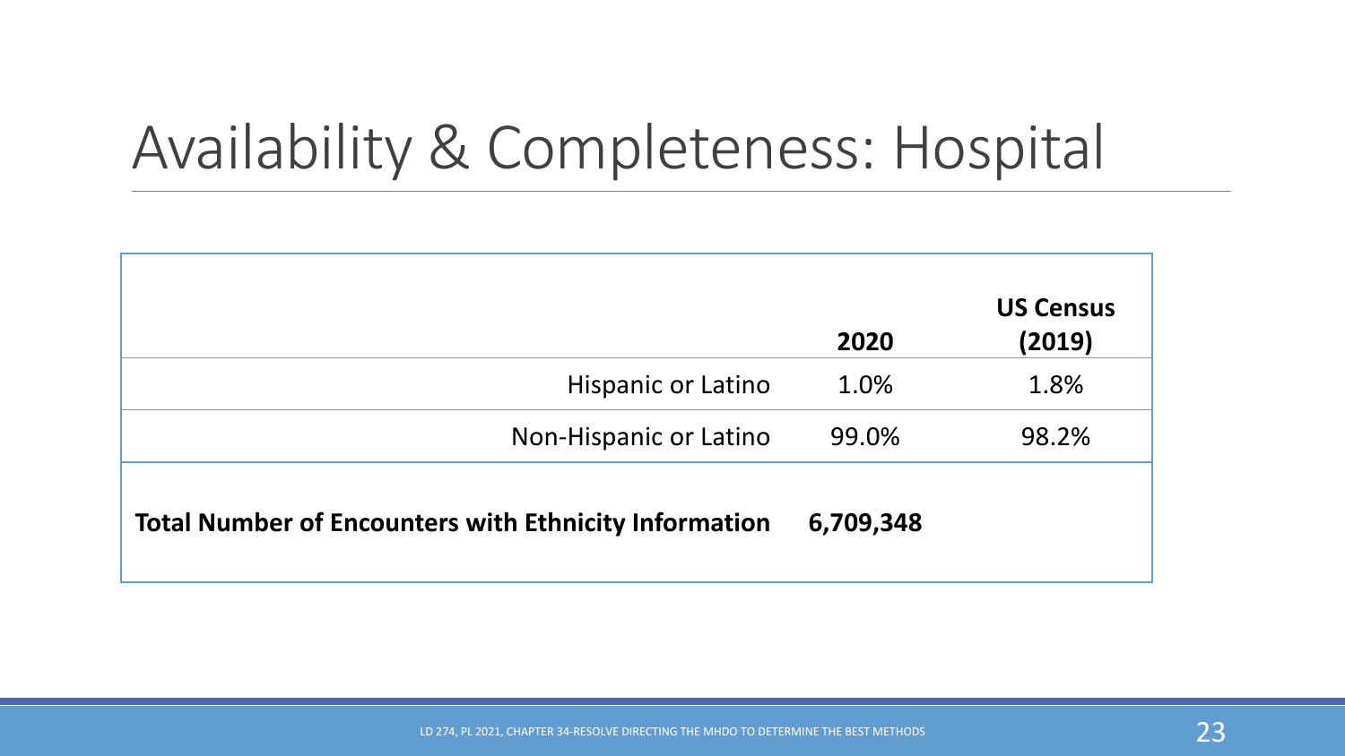# Availability & Completeness: Hospital

| | 2020 | US Census (2019) |
|---|---|---|
| Hispanic or Latino | 1.0% | 1.8% |
| Non-Hispanic or Latino | 99.0% | 98.2% |
| **Total Number of Encounters with Ethnicity Information** | **6,709,348** | |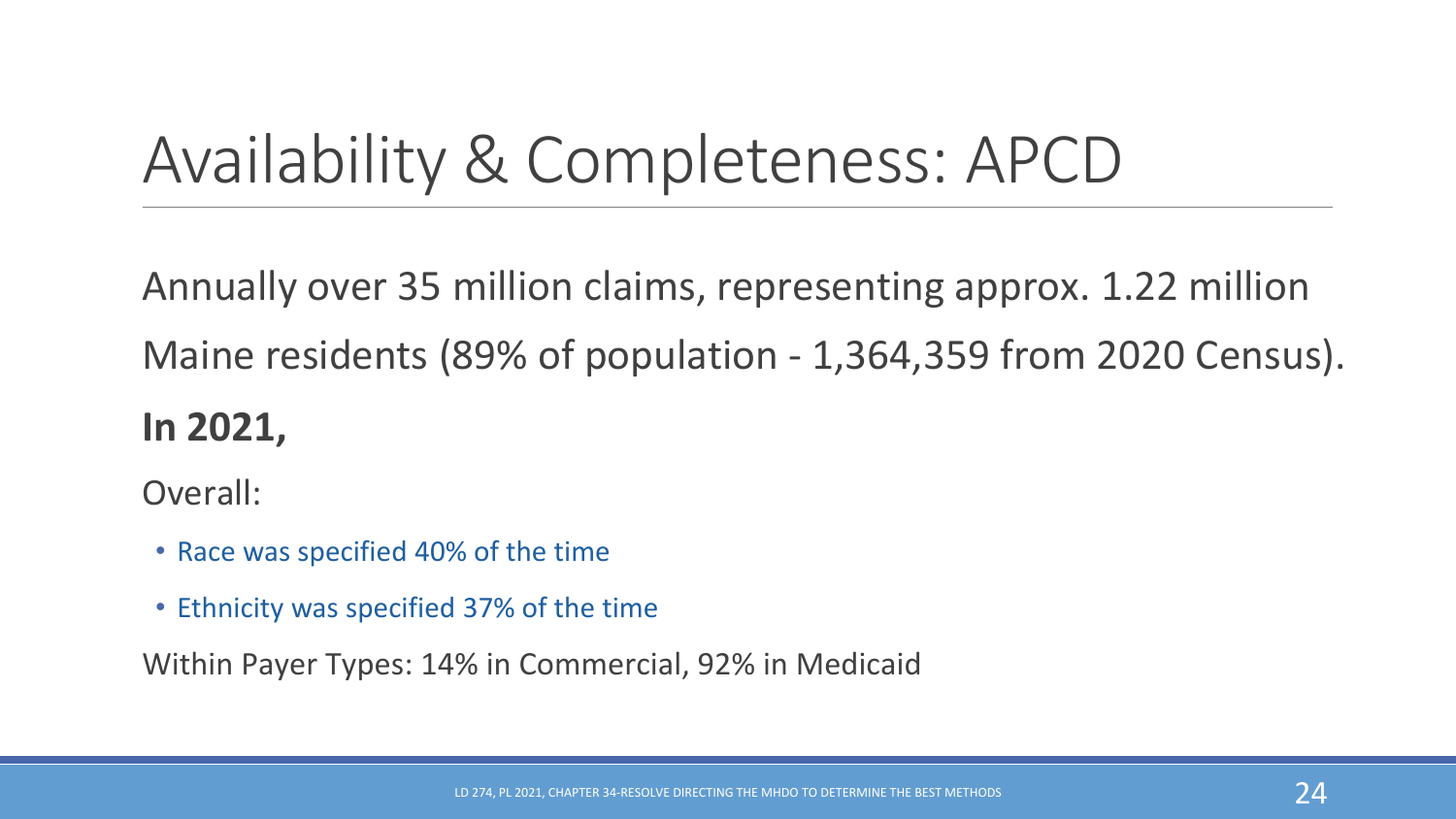# Availability & Completeness: APCD

Annually over 35 million claims, representing approx. 1.22 million Maine residents (89% of population - 1,364,359 from 2020 Census).

**In 2021,**

Overall:

- Race was specified 40% of the time
- Ethnicity was specified 37% of the time

Within Payer Types: 14% in Commercial, 92% in Medicaid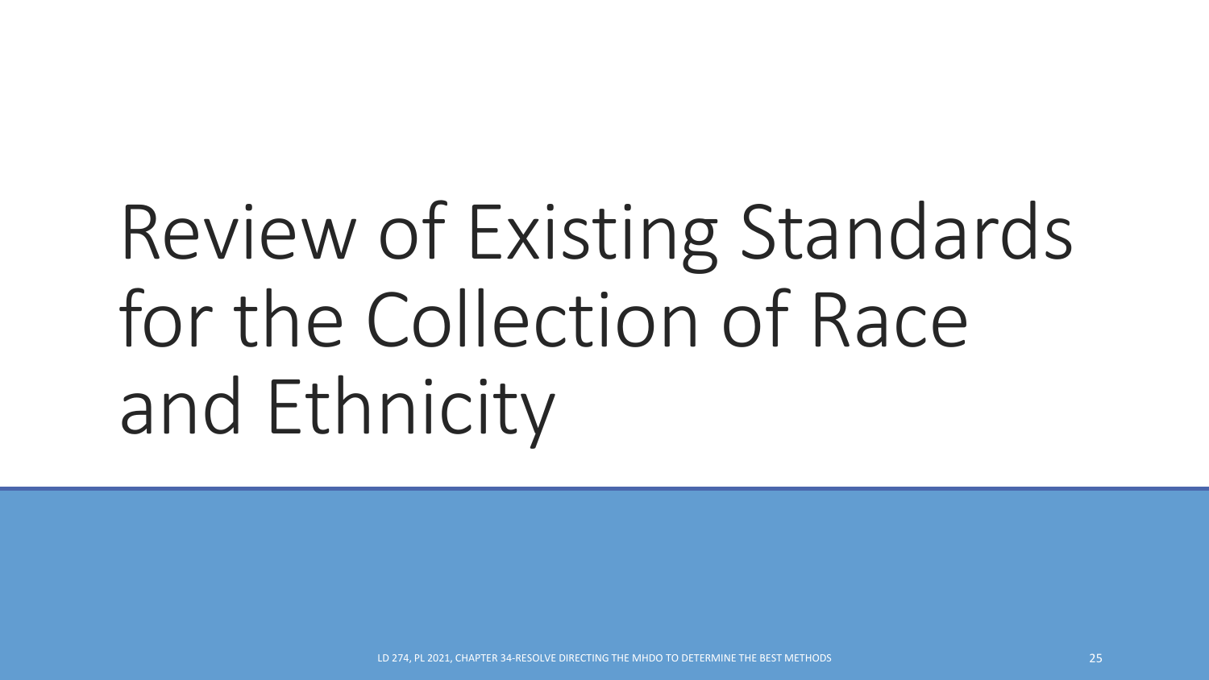# Review of Existing Standards for the Collection of Race and Ethnicity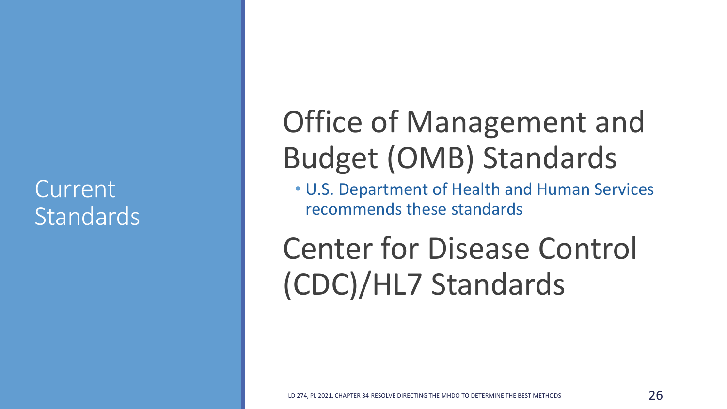# Current Standards

## Office of Management and Budget (OMB) Standards

- U.S. Department of Health and Human Services recommends these standards

## Center for Disease Control (CDC)/HL7 Standards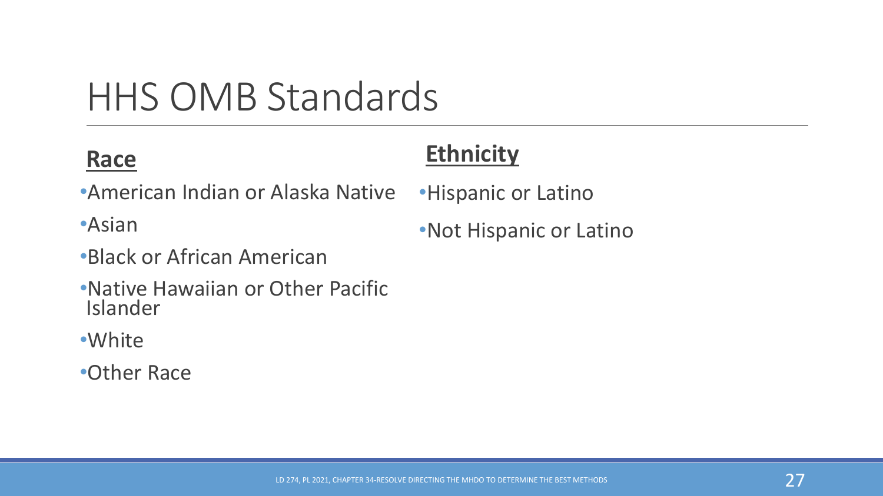# HHS OMB Standards

## Race

- American Indian or Alaska Native
- Asian
- Black or African American
- Native Hawaiian or Other Pacific Islander
- White
- Other Race

## Ethnicity

- Hispanic or Latino
- Not Hispanic or Latino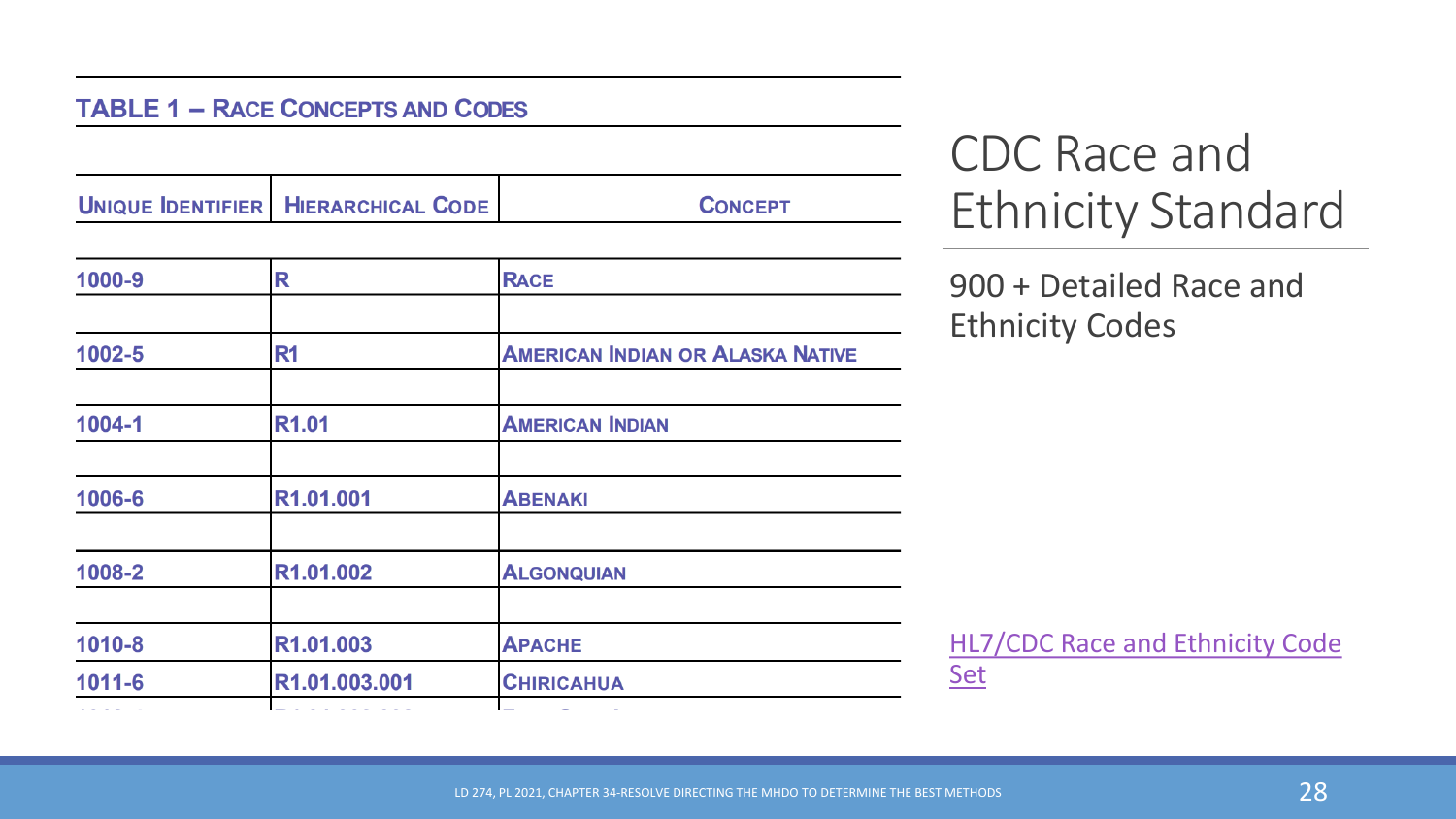# CDC Race and Ethnicity Standard

900 + Detailed Race and Ethnicity Codes

**TABLE 1 – RACE CONCEPTS AND CODES**

| UNIQUE IDENTIFIER | HIERARCHICAL CODE | CONCEPT |
|---|---|---|
| 1000-9 | R | RACE |
| 1002-5 | R1 | AMERICAN INDIAN OR ALASKA NATIVE |
| 1004-1 | R1.01 | AMERICAN INDIAN |
| 1006-6 | R1.01.001 | ABENAKI |
| 1008-2 | R1.01.002 | ALGONQUIAN |
| 1010-8 | R1.01.003 | APACHE |
| 1011-6 | R1.01.003.001 | CHIRICAHUA |

HL7/CDC Race and Ethnicity Code Set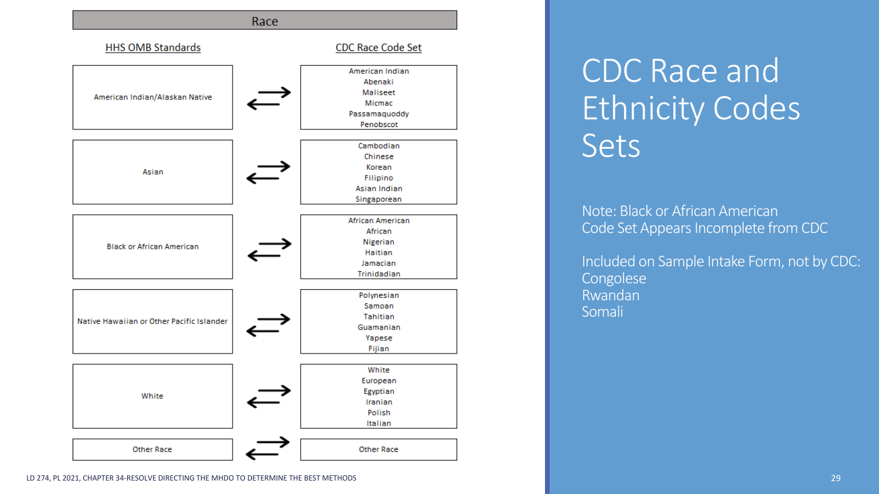# CDC Race and Ethnicity Codes Sets

Note: Black or African American
Code Set Appears Incomplete from CDC

Included on Sample Intake Form, not by CDC:
Congolese
Rwandan
Somali

## Race

| HHS OMB Standards | | CDC Race Code Set |
|---|---|---|
| American Indian/Alaskan Native | ⇄ | American Indian<br>Abenaki<br>Maliseet<br>Micmac<br>Passamaquoddy<br>Penobscot |
| Asian | ⇄ | Cambodian<br>Chinese<br>Korean<br>Filipino<br>Asian Indian<br>Singaporean |
| Black or African American | ⇄ | African American<br>African<br>Nigerian<br>Haitian<br>Jamacian<br>Trinidadian |
| Native Hawaiian or Other Pacific Islander | ⇄ | Polynesian<br>Samoan<br>Tahitian<br>Guamanian<br>Yapese<br>Fijian |
| White | ⇄ | White<br>European<br>Egyptian<br>Iranian<br>Polish<br>Italian |
| Other Race | ⇄ | Other Race |

LD 274, PL 2021, CHAPTER 34-RESOLVE DIRECTING THE MHDO TO DETERMINE THE BEST METHODS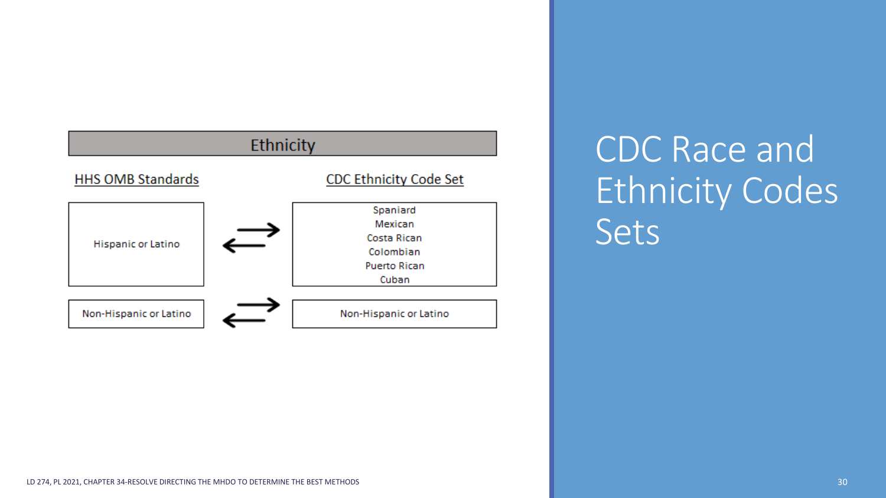# CDC Race and Ethnicity Codes Sets

## Ethnicity

| HHS OMB Standards | | CDC Ethnicity Code Set |
| --- | --- | --- |
| Hispanic or Latino | ⇄ | Spaniard<br>Mexican<br>Costa Rican<br>Colombian<br>Puerto Rican<br>Cuban |
| Non-Hispanic or Latino | ⇄ | Non-Hispanic or Latino |

LD 274, PL 2021, CHAPTER 34-RESOLVE DIRECTING THE MHDO TO DETERMINE THE BEST METHODS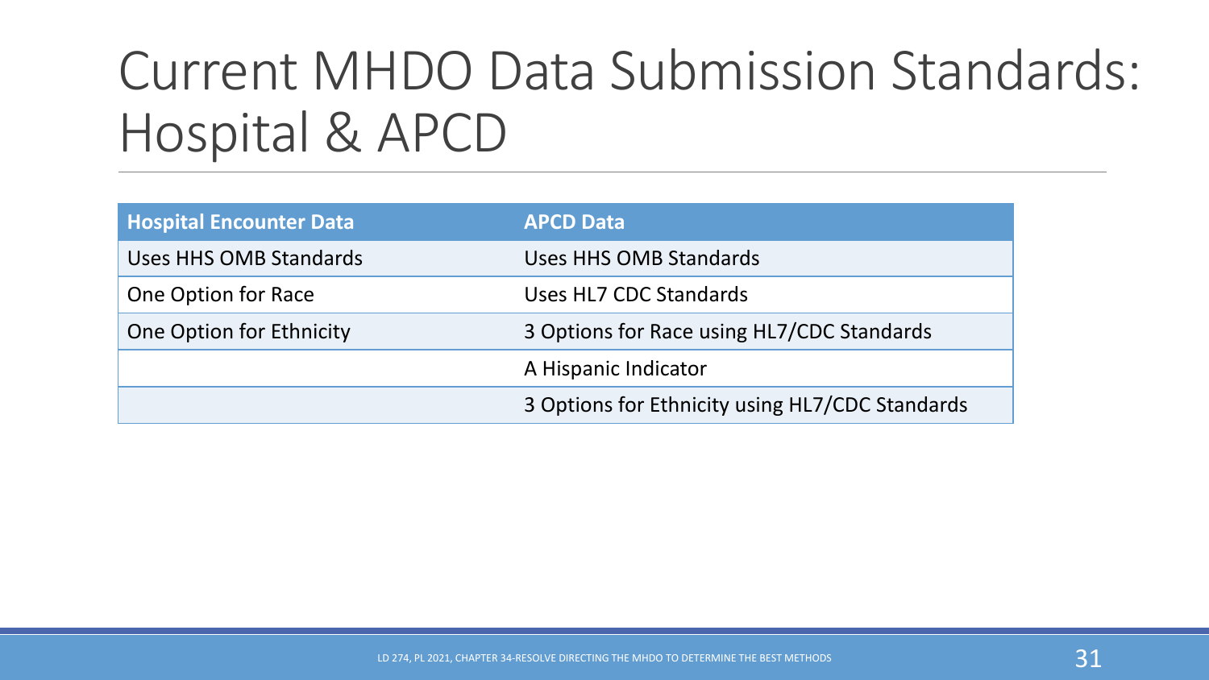# Current MHDO Data Submission Standards: Hospital & APCD

| Hospital Encounter Data | APCD Data |
| --- | --- |
| Uses HHS OMB Standards | Uses HHS OMB Standards |
| One Option for Race | Uses HL7 CDC Standards |
| One Option for Ethnicity | 3 Options for Race using HL7/CDC Standards |
| | A Hispanic Indicator |
| | 3 Options for Ethnicity using HL7/CDC Standards |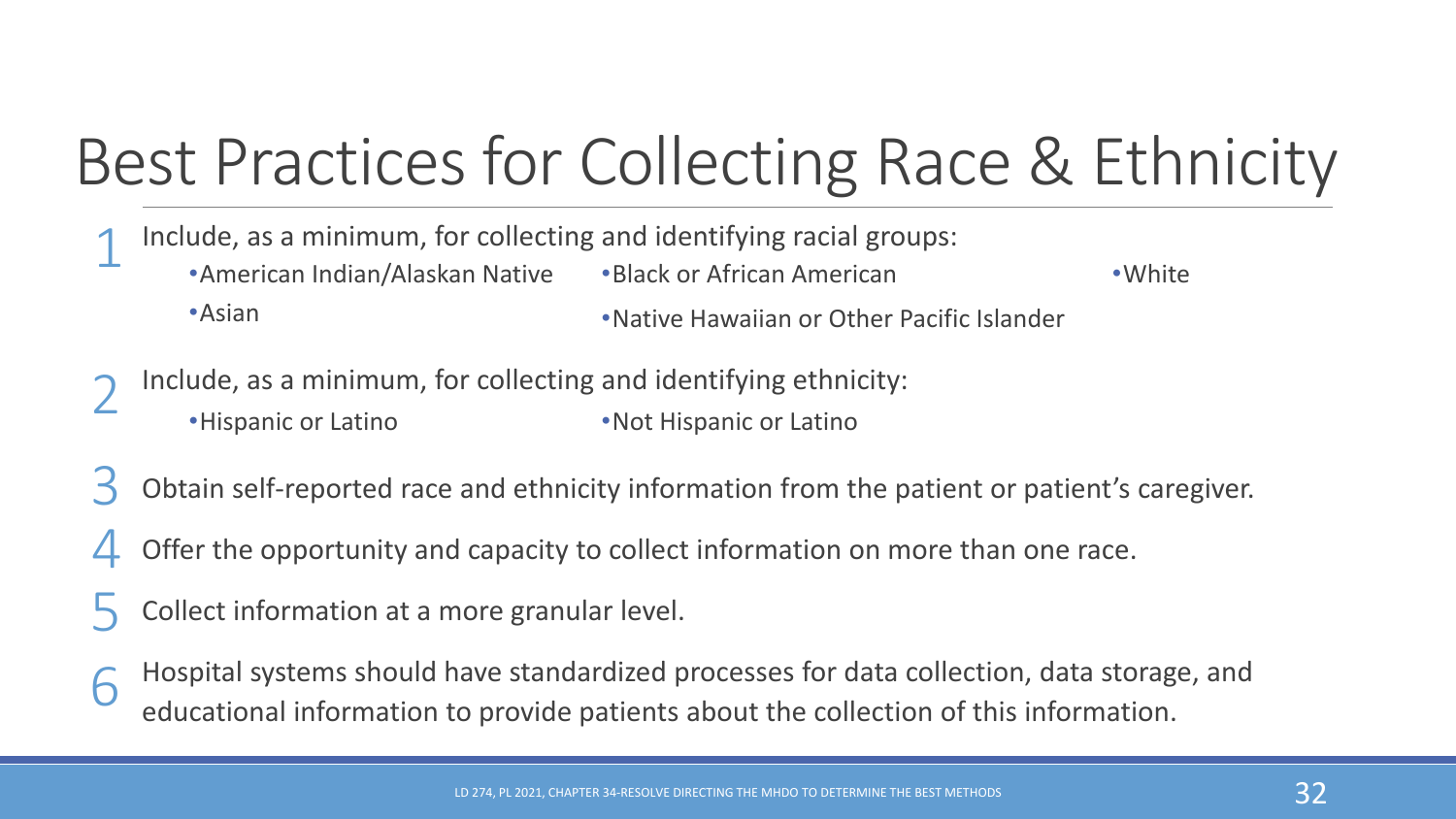# Best Practices for Collecting Race & Ethnicity

1. Include, as a minimum, for collecting and identifying racial groups:
   - American Indian/Alaskan Native
   - Black or African American
   - White
   - Asian
   - Native Hawaiian or Other Pacific Islander
2. Include, as a minimum, for collecting and identifying ethnicity:
   - Hispanic or Latino
   - Not Hispanic or Latino
3. Obtain self-reported race and ethnicity information from the patient or patient's caregiver.
4. Offer the opportunity and capacity to collect information on more than one race.
5. Collect information at a more granular level.
6. Hospital systems should have standardized processes for data collection, data storage, and educational information to provide patients about the collection of this information.